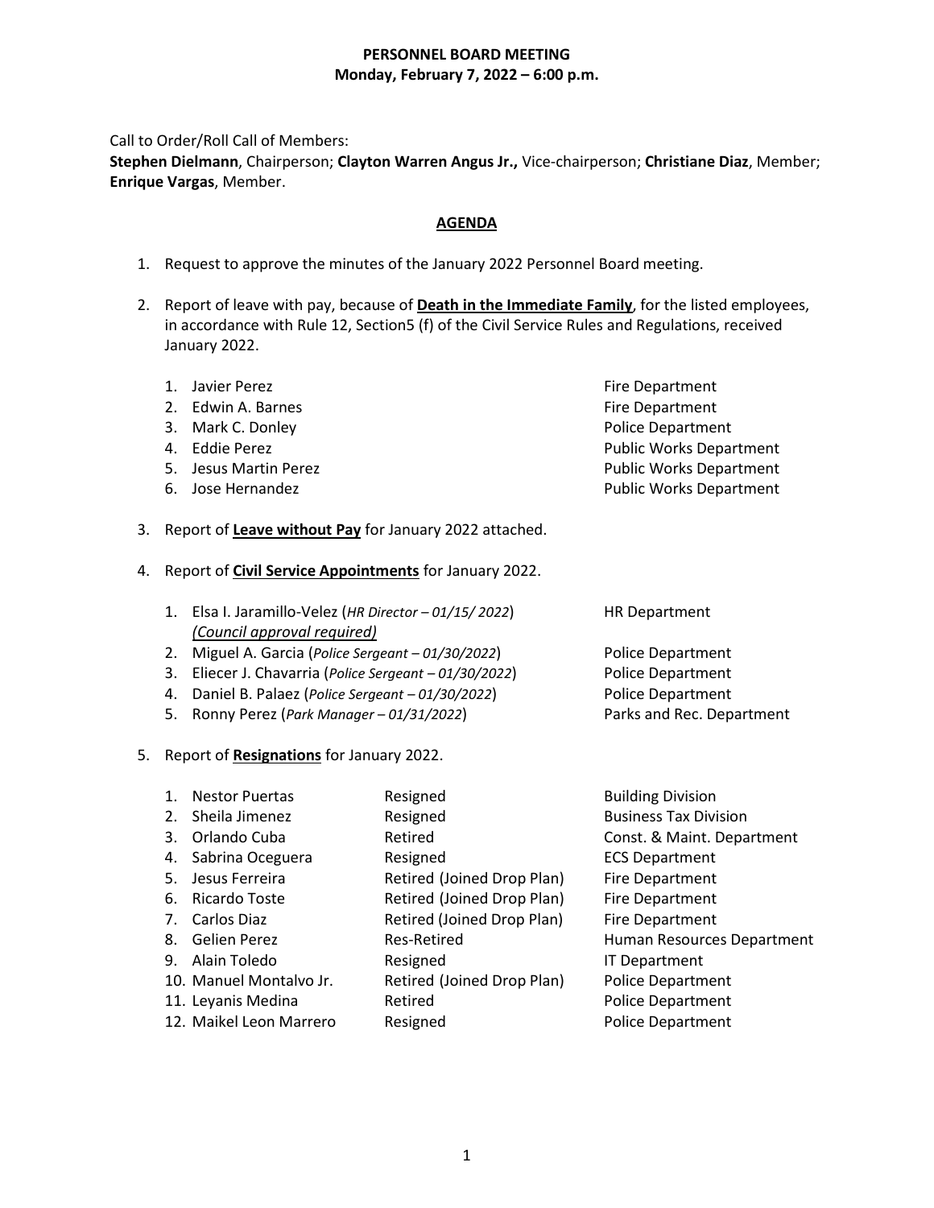**PERSONNEL BOARD MEETING**
**Monday, February 7, 2022 – 6:00 p.m.**

Call to Order/Roll Call of Members:
**Stephen Dielmann**, Chairperson; **Clayton Warren Angus Jr.,** Vice-chairperson; **Christiane Diaz**, Member; **Enrique Vargas**, Member.

## AGENDA

1. Request to approve the minutes of the January 2022 Personnel Board meeting.

2. Report of leave with pay, because of **Death in the Immediate Family**, for the listed employees, in accordance with Rule 12, Section5 (f) of the Civil Service Rules and Regulations, received January 2022.

| | Name | Department |
|---|---|---|
| 1. | Javier Perez | Fire Department |
| 2. | Edwin A. Barnes | Fire Department |
| 3. | Mark C. Donley | Police Department |
| 4. | Eddie Perez | Public Works Department |
| 5. | Jesus Martin Perez | Public Works Department |
| 6. | Jose Hernandez | Public Works Department |

3. Report of **Leave without Pay** for January 2022 attached.

4. Report of **Civil Service Appointments** for January 2022.

| | Name | Department |
|---|---|---|
| 1. | Elsa I. Jaramillo-Velez (*HR Director – 01/15/ 2022*) *(Council approval required)* | HR Department |
| 2. | Miguel A. Garcia (*Police Sergeant – 01/30/2022*) | Police Department |
| 3. | Eliecer J. Chavarria (*Police Sergeant – 01/30/2022*) | Police Department |
| 4. | Daniel B. Palaez (*Police Sergeant – 01/30/2022*) | Police Department |
| 5. | Ronny Perez (*Park Manager – 01/31/2022*) | Parks and Rec. Department |

5. Report of **Resignations** for January 2022.

| | Name | Status | Department |
|---|---|---|---|
| 1. | Nestor Puertas | Resigned | Building Division |
| 2. | Sheila Jimenez | Resigned | Business Tax Division |
| 3. | Orlando Cuba | Retired | Const. & Maint. Department |
| 4. | Sabrina Oceguera | Resigned | ECS Department |
| 5. | Jesus Ferreira | Retired (Joined Drop Plan) | Fire Department |
| 6. | Ricardo Toste | Retired (Joined Drop Plan) | Fire Department |
| 7. | Carlos Diaz | Retired (Joined Drop Plan) | Fire Department |
| 8. | Gelien Perez | Res-Retired | Human Resources Department |
| 9. | Alain Toledo | Resigned | IT Department |
| 10. | Manuel Montalvo Jr. | Retired (Joined Drop Plan) | Police Department |
| 11. | Leyanis Medina | Retired | Police Department |
| 12. | Maikel Leon Marrero | Resigned | Police Department |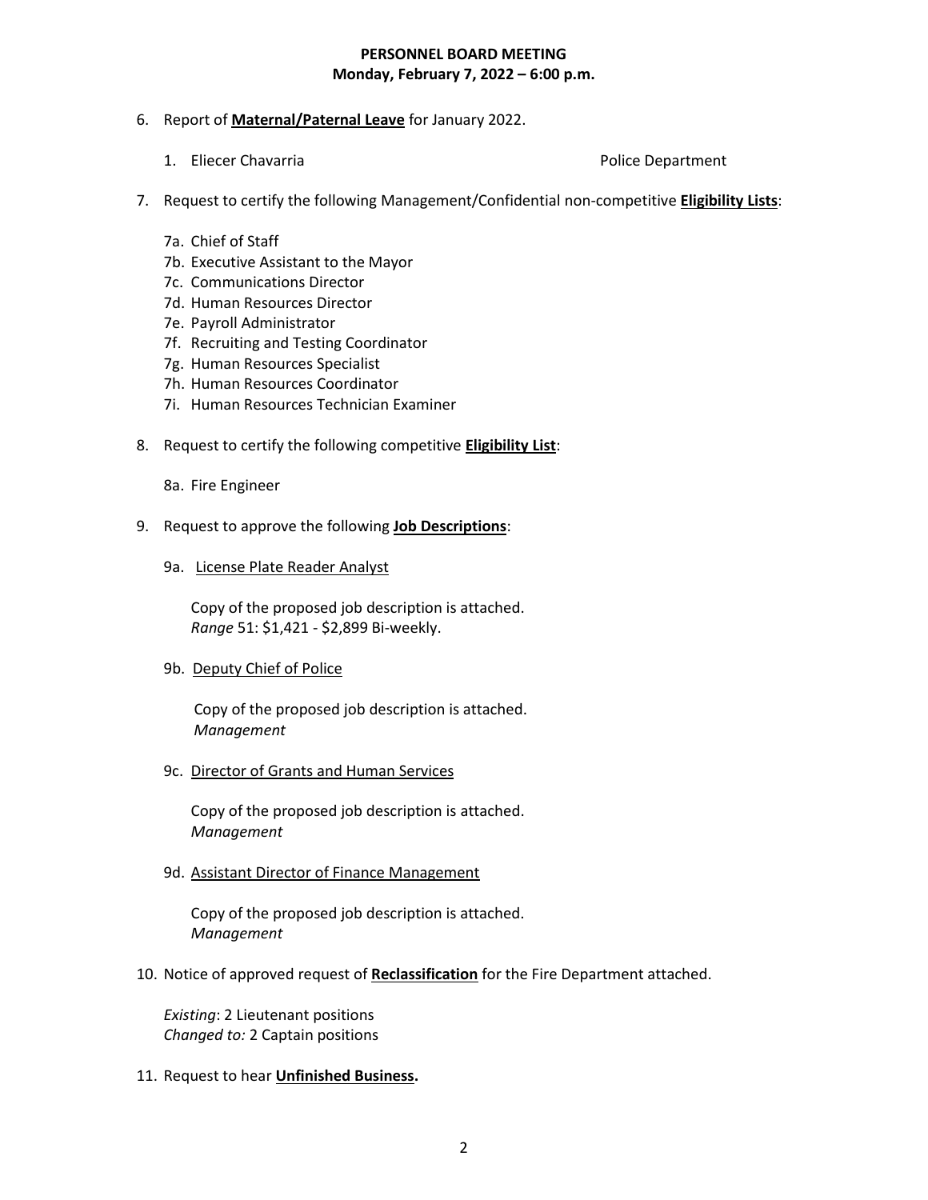**PERSONNEL BOARD MEETING**
**Monday, February 7, 2022 – 6:00 p.m.**

6. Report of **Maternal/Paternal Leave** for January 2022.

    1. Eliecer Chavarria — Police Department

7. Request to certify the following Management/Confidential non-competitive **Eligibility Lists**:

    7a. Chief of Staff
    7b. Executive Assistant to the Mayor
    7c. Communications Director
    7d. Human Resources Director
    7e. Payroll Administrator
    7f. Recruiting and Testing Coordinator
    7g. Human Resources Specialist
    7h. Human Resources Coordinator
    7i. Human Resources Technician Examiner

8. Request to certify the following competitive **Eligibility List**:

    8a. Fire Engineer

9. Request to approve the following **Job Descriptions**:

    9a. License Plate Reader Analyst

    Copy of the proposed job description is attached.
    *Range* 51: $1,421 - $2,899 Bi-weekly.

    9b. Deputy Chief of Police

    Copy of the proposed job description is attached.
    *Management*

    9c. Director of Grants and Human Services

    Copy of the proposed job description is attached.
    *Management*

    9d. Assistant Director of Finance Management

    Copy of the proposed job description is attached.
    *Management*

10. Notice of approved request of **Reclassification** for the Fire Department attached.

    *Existing*: 2 Lieutenant positions
    *Changed to:* 2 Captain positions

11. Request to hear **Unfinished Business.**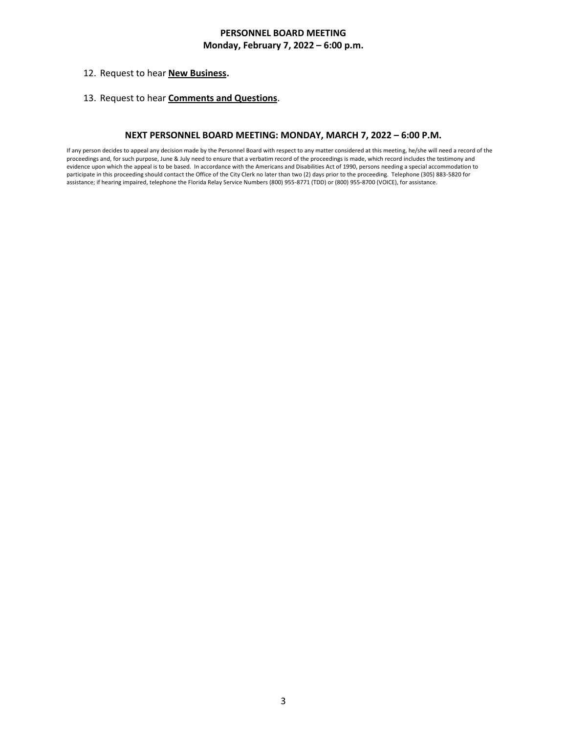12. Request to hear **New Business.**

13. Request to hear **Comments and Questions**.

## NEXT PERSONNEL BOARD MEETING: MONDAY, MARCH 7, 2022 – 6:00 P.M.

If any person decides to appeal any decision made by the Personnel Board with respect to any matter considered at this meeting, he/she will need a record of the proceedings and, for such purpose, June & July need to ensure that a verbatim record of the proceedings is made, which record includes the testimony and evidence upon which the appeal is to be based. In accordance with the Americans and Disabilities Act of 1990, persons needing a special accommodation to participate in this proceeding should contact the Office of the City Clerk no later than two (2) days prior to the proceeding. Telephone (305) 883-5820 for assistance; if hearing impaired, telephone the Florida Relay Service Numbers (800) 955-8771 (TDD) or (800) 955-8700 (VOICE), for assistance.